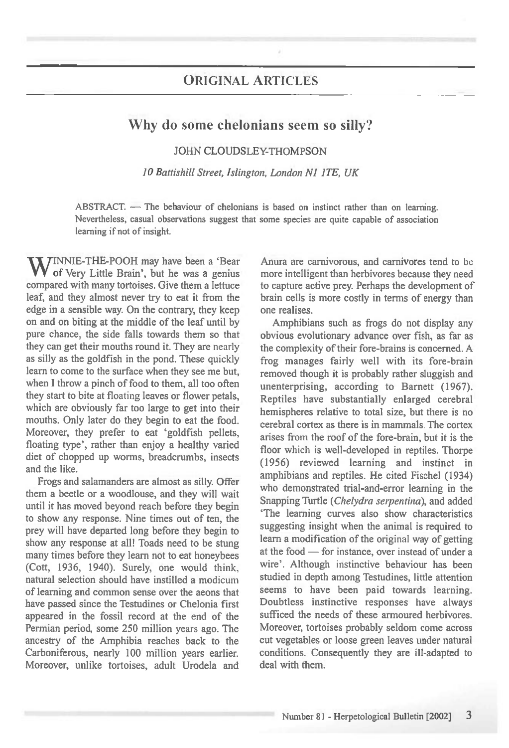## ORIGINAL ARTICLES

# Why do some chelonians seem so silly?

JOHN CLOUDSLEY-THOMPSON

*10 Battishill Street, Islington, London N1 1TE, UK*

ABSTRACT. — The behaviour of chelonians is based on instinct rather than on learning. Nevertheless, casual observations suggest that some species are quite capable of association learning if not of insight.

WINNIE-THE-POOH may have been a 'Bear of Very Little Brain', but he was a genius compared with many tortoises. Give them a lettuce leaf, and they almost never try to eat it from the edge in a sensible way. On the contrary, they keep on and on biting at the middle of the leaf until by pure chance, the side falls towards them so that they can get their mouths round it. They are nearly as silly as the goldfish in the pond. These quickly learn to come to the surface when they see me but, when I throw a pinch of food to them, all too often they start to bite at floating leaves or flower petals, which are obviously far too large to get into their mouths. Only later do they begin to eat the food. Moreover, they prefer to eat 'goldfish pellets, floating type', rather than enjoy a healthy varied diet of chopped up worms, breadcrumbs, insects and the like.

Frogs and salamanders are almost as silly. Offer them a beetle or a woodlouse, and they will wait until it has moved beyond reach before they begin to show any response. Nine times out of ten, the prey will have departed long before they begin to show any response at all! Toads need to be stung many times before they learn not to eat honeybees (Cott, 1936, 1940). Surely, one would think, natural selection should have instilled a modicum of learning and common sense over the aeons that have passed since the Testudines or Chelonia first appeared in the fossil record at the end of the Permian period, some 250 million years ago. The ancestry of the Amphibia reaches back to the Carboniferous, nearly 100 million years earlier. Moreover, unlike tortoises, adult Urodela and Anura are carnivorous, and carnivores tend to be more intelligent than herbivores because they need to capture active prey. Perhaps the development of brain cells is more costly in terms of energy than one realises.

Amphibians such as frogs do not display any obvious evolutionary advance over fish, as far as the complexity of their fore-brains is concerned. A frog manages fairly well with its fore-brain removed though it is probably rather sluggish and unenterprising, according to Barnett (1967). Reptiles have substantially enlarged cerebral hemispheres relative to total size, but there is no cerebral cortex as there is in mammals. The cortex arises from the roof of the fore-brain, but it is the floor which is well-developed in reptiles. Thorpe (1956) reviewed learning and instinct in amphibians and reptiles. He cited Fischel (1934) who demonstrated trial-and-error learning in the Snapping Turtle (*Chelydra serpentina*), and added 'The learning curves also show characteristics suggesting insight when the animal is required to learn a modification of the original way of getting at the food — for instance, over instead of under a wire'. Although instinctive behaviour has been studied in depth among Testudines, little attention seems to have been paid towards learning. Doubtless instinctive responses have always sufficed the needs of these armoured herbivores. Moreover, tortoises probably seldom come across cut vegetables or loose green leaves under natural conditions. Consequently they are ill-adapted to deal with them.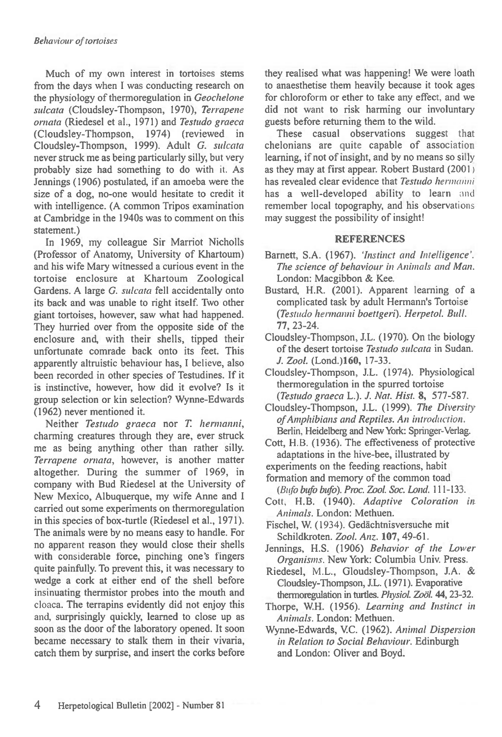Much of my own interest in tortoises stems from the days when I was conducting research on the physiology of thermoregulation in *Geochelone sulcata* (Cloudsley-Thompson, 1970), *Terrapene ornata* (Riedesel et al., 1971) and *Testudo graeca* (Cloudsley-Thompson, 1974) (reviewed in Cloudsley-Thompson, 1999). Adult *G. sulcata* never struck me as being particularly silly, but very probably size had something to do with it. As Jennings (1906) postulated, if an amoeba were the size of a dog, no-one would hesitate to credit it with intelligence. (A common Tripos examination at Cambridge in the 1940s was to comment on this statement.)

In 1969, my colleague Sir Marriot Nicholls (Professor of Anatomy, University of Khartoum) and his wife Mary witnessed a curious event in the tortoise enclosure at Khartoum Zoological Gardens. A large *G. sulcata* fell accidentally onto its back and was unable to right itself. Two other giant tortoises, however, saw what had happened. They hurried over from the opposite side of the enclosure and, with their shells, tipped their unfortunate comrade back onto its feet. This apparently altruistic behaviour has, I believe, also been recorded in other species of Testudines. If it is instinctive, however, how did it evolve? Is it group selection or kin selection? Wynne-Edwards (1962) never mentioned it.

Neither *Testudo graeca* nor *T. hermanni*, charming creatures through they are, ever struck me as being anything other than rather silly. *Terrapene ornata*, however, is another matter altogether. During the summer of 1969, in company with Bud Riedesel at the University of New Mexico, Albuquerque, my wife Anne and I carried out some experiments on thermoregulation in this species of box-turtle (Riedesel et al., 1971). The animals were by no means easy to handle. For no apparent reason they would close their shells with considerable force, pinching one's fingers quite painfully. To prevent this, it was necessary to wedge a cork at either end of the shell before insinuating thermistor probes into the mouth and cloaca. The terrapins evidently did not enjoy this and, surprisingly quickly, learned to close up as soon as the door of the laboratory opened. It soon became necessary to stalk them in their vivaria, catch them by surprise, and insert the corks before they realised what was happening! We were loath to anaesthetise them heavily because it took ages for chloroform or ether to take any effect, and we did not want to risk harming our involuntary guests before returning them to the wild.

These casual observations suggest that chelonians are quite capable of association learning, if not of insight, and by no means so silly as they may at first appear. Robert Bustard (2001) has revealed clear evidence that *Testudo hermanni* has a well-developed ability to learn and remember local topography, and his observations may suggest the possibility of insight!

## REFERENCES

Barnett, S.A. (1967). *'Instinct and Intelligence'. The science of behaviour in Animals and Man.* London: Macgibbon & Kee.

Bustard, H.R. (2001). Apparent learning of a complicated task by adult Hermann's Tortoise (*Testudo hermanni boettgeri*). *Herpetol. Bull.* **77**, 23-24.

Cloudsley-Thompson, J.L. (1970). On the biology of the desert tortoise *Testudo sulcata* in Sudan. *J. Zool.* (Lond.)**160**, 17-33.

Cloudsley-Thompson, J.L. (1974). Physiological thermoregulation in the spurred tortoise (*Testudo graeca* L.). *J. Nat. Hist.* **8**, 577-587.

Cloudsley-Thompson, J.L. (1999). *The Diversity of Amphibians and Reptiles. An introduction.* Berlin, Heidelberg and New York: Springer-Verlag.

Cott, H.B. (1936). The effectiveness of protective adaptations in the hive-bee, illustrated by experiments on the feeding reactions, habit formation and memory of the common toad (*Bufo bufo bufo*). *Proc. Zool. Soc. Lond.* 111-133.

Cott, H.B. (1940). *Adaptive Coloration in Animals.* London: Methuen.

Fischel, W. (1934). Gedächtnisversuche mit Schildkroten. *Zool. Anz.* **107**, 49-61.

Jennings, H.S. (1906) *Behavior of the Lower Organisms.* New York: Columbia Univ. Press.

Riedesel, M.L., Gloudsley-Thompson, J.A. & Cloudsley-Thompson, J.L. (1971). Evaporative thermoregulation in turtles. *Physiol. Zoöl.* **44**, 23-32.

Thorpe, W.H. (1956). *Learning and Instinct in Animals.* London: Methuen.

Wynne-Edwards, V.C. (1962). *Animal Dispersion in Relation to Social Behaviour.* Edinburgh and London: Oliver and Boyd.